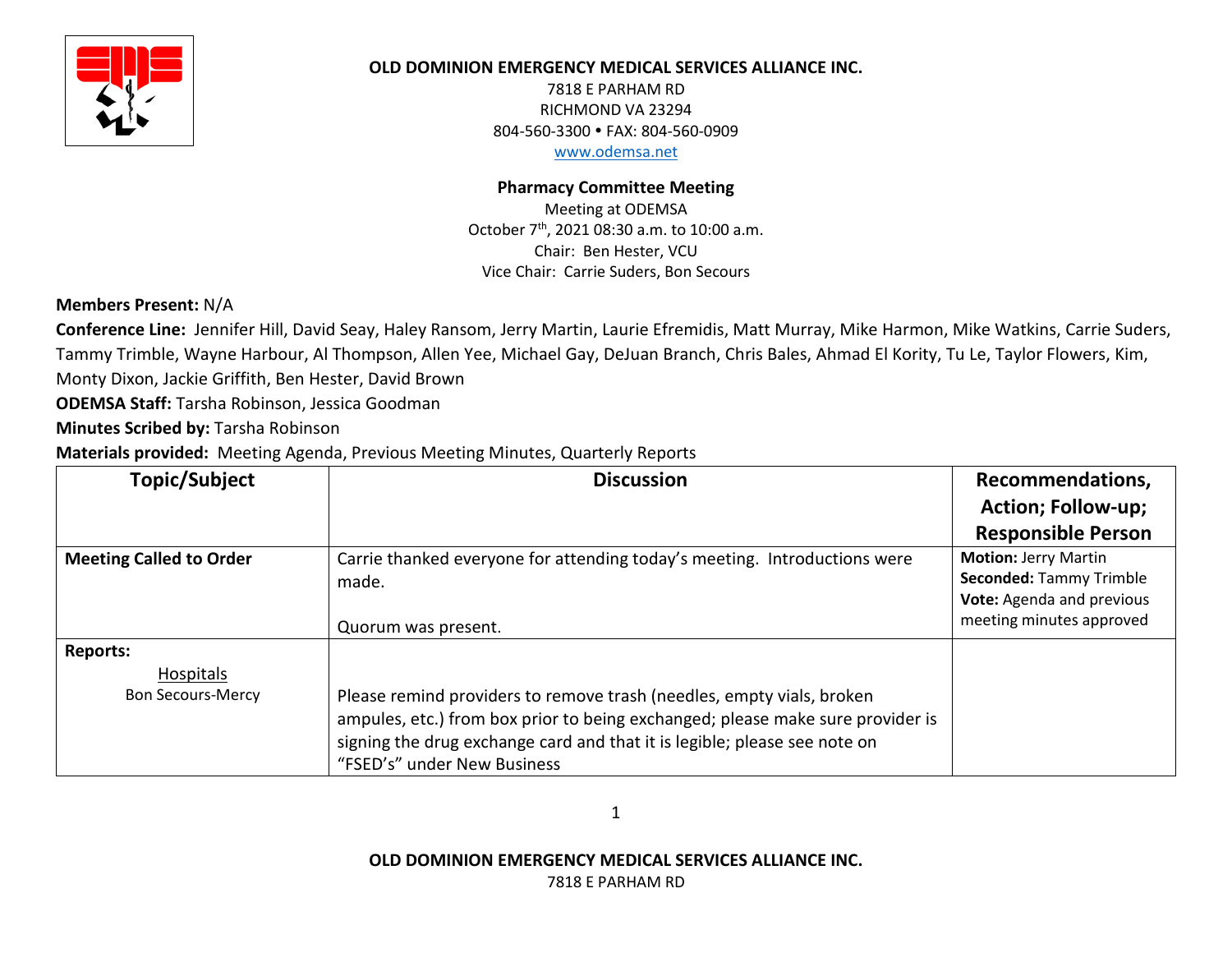**OLD DOMINION EMERGENCY MEDICAL SERVICES ALLIANCE INC.**

7818 E PARHAM RD
RICHMOND VA 23294
804-560-3300 • FAX: 804-560-0909
www.odemsa.net

**Pharmacy Committee Meeting**

Meeting at ODEMSA
October 7th, 2021 08:30 a.m. to 10:00 a.m.
Chair: Ben Hester, VCU
Vice Chair: Carrie Suders, Bon Secours

**Members Present:** N/A

**Conference Line:** Jennifer Hill, David Seay, Haley Ransom, Jerry Martin, Laurie Efremidis, Matt Murray, Mike Harmon, Mike Watkins, Carrie Suders, Tammy Trimble, Wayne Harbour, Al Thompson, Allen Yee, Michael Gay, DeJuan Branch, Chris Bales, Ahmad El Kority, Tu Le, Taylor Flowers, Kim, Monty Dixon, Jackie Griffith, Ben Hester, David Brown

**ODEMSA Staff:** Tarsha Robinson, Jessica Goodman

**Minutes Scribed by:** Tarsha Robinson

**Materials provided:** Meeting Agenda, Previous Meeting Minutes, Quarterly Reports

| Topic/Subject | Discussion | Recommendations, Action; Follow-up; Responsible Person |
|---|---|---|
| **Meeting Called to Order** | Carrie thanked everyone for attending today's meeting. Introductions were made.<br><br>Quorum was present. | **Motion:** Jerry Martin<br>**Seconded:** Tammy Trimble<br>**Vote:** Agenda and previous meeting minutes approved |
| **Reports:**<br>Hospitals<br>Bon Secours-Mercy | Please remind providers to remove trash (needles, empty vials, broken ampules, etc.) from box prior to being exchanged; please make sure provider is signing the drug exchange card and that it is legible; please see note on "FSED's" under New Business | |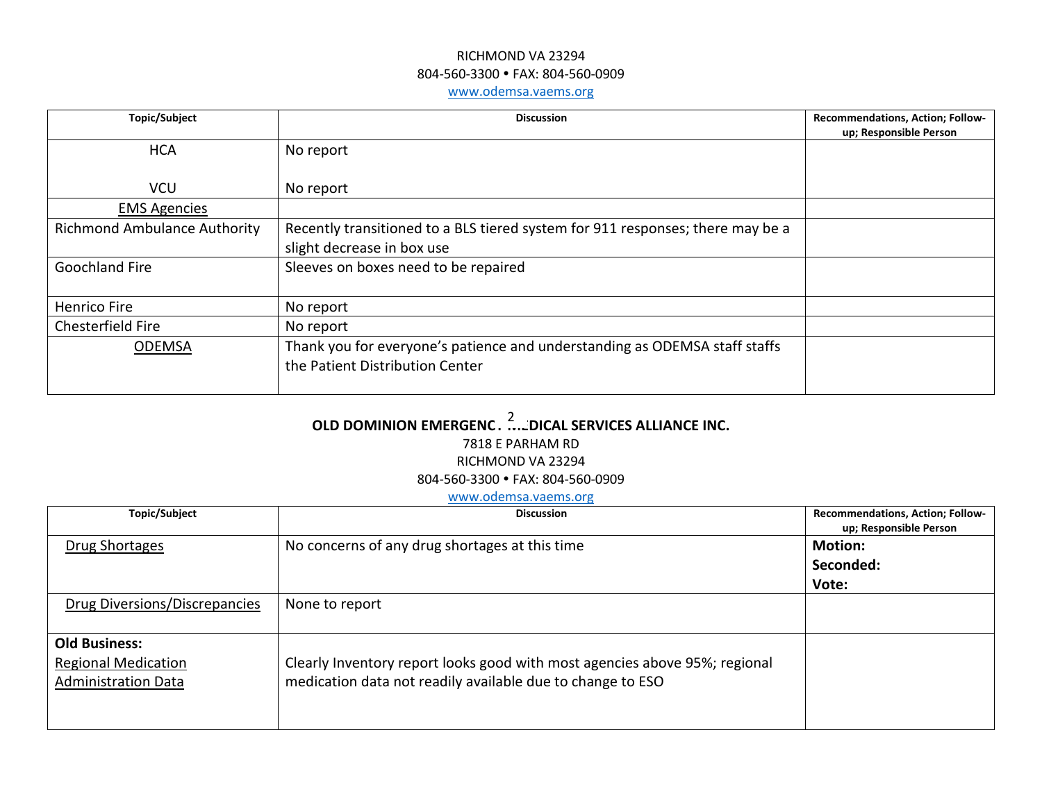| Topic/Subject | Discussion | Recommendations, Action; Follow-up; Responsible Person |
|---|---|---|
| HCA<br><br>VCU | No report<br><br>No report | |
| EMS Agencies | | |
| Richmond Ambulance Authority | Recently transitioned to a BLS tiered system for 911 responses; there may be a slight decrease in box use | |
| Goochland Fire | Sleeves on boxes need to be repaired | |
| Henrico Fire | No report | |
| Chesterfield Fire | No report | |
| ODEMSA | Thank you for everyone's patience and understanding as ODEMSA staff staffs the Patient Distribution Center | |

**OLD DOMINION EMERGENCY MEDICAL SERVICES ALLIANCE INC.**

7818 E PARHAM RD
RICHMOND VA 23294
804-560-3300 • FAX: 804-560-0909
www.odemsa.vaems.org

| Topic/Subject | Discussion | Recommendations, Action; Follow-up; Responsible Person |
|---|---|---|
| Drug Shortages | No concerns of any drug shortages at this time | **Motion:**<br>**Seconded:**<br>**Vote:** |
| Drug Diversions/Discrepancies | None to report | |
| **Old Business:**<br>Regional Medication Administration Data | Clearly Inventory report looks good with most agencies above 95%; regional medication data not readily available due to change to ESO | |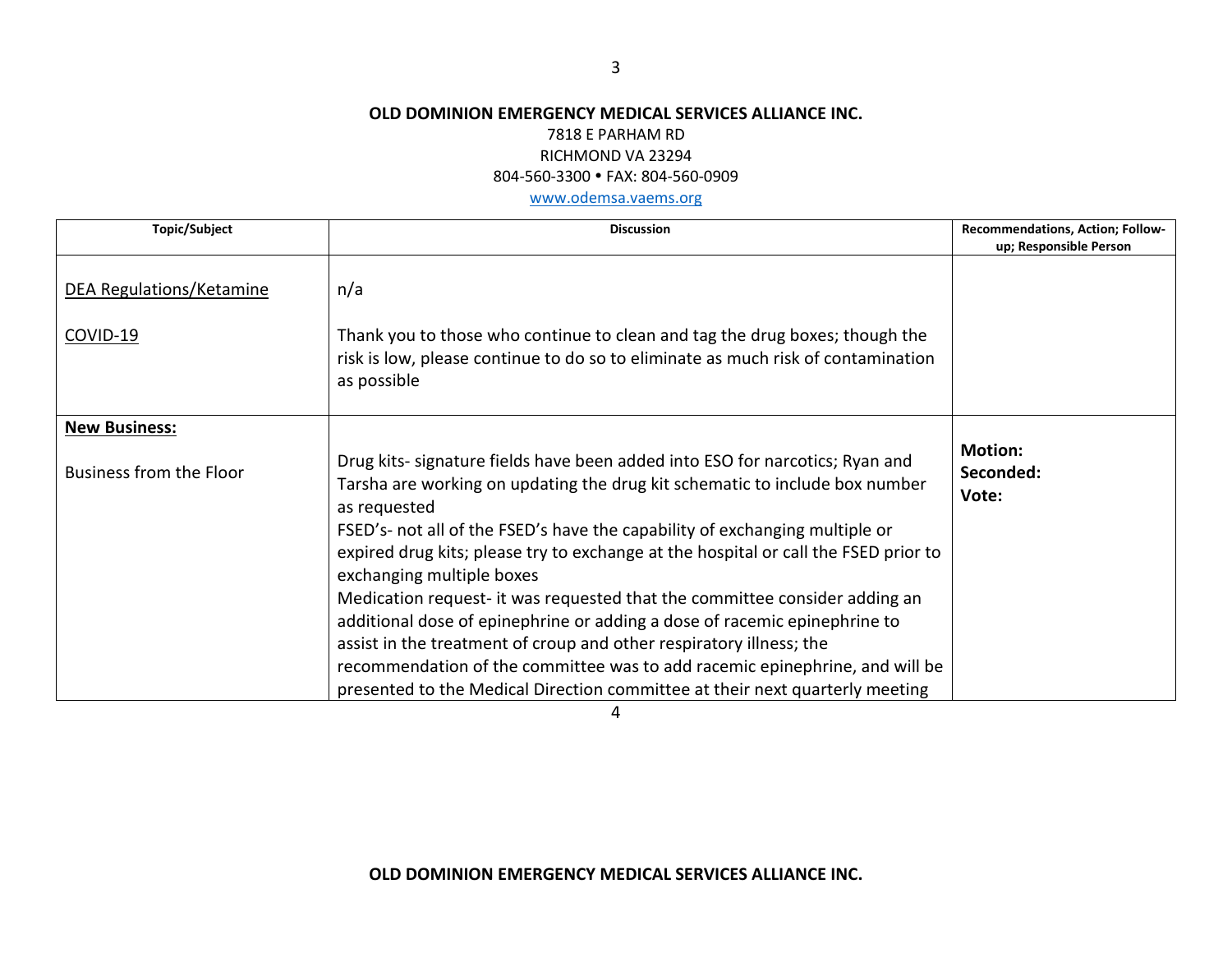**OLD DOMINION EMERGENCY MEDICAL SERVICES ALLIANCE INC.**

7818 E PARHAM RD
RICHMOND VA 23294
804-560-3300 • FAX: 804-560-0909
www.odemsa.vaems.org

| Topic/Subject | Discussion | Recommendations, Action; Follow-up; Responsible Person |
|---|---|---|
| DEA Regulations/Ketamine<br><br>COVID-19 | n/a<br><br>Thank you to those who continue to clean and tag the drug boxes; though the risk is low, please continue to do so to eliminate as much risk of contamination as possible | |
| **New Business:**<br><br>Business from the Floor | Drug kits- signature fields have been added into ESO for narcotics; Ryan and Tarsha are working on updating the drug kit schematic to include box number as requested<br>FSED's- not all of the FSED's have the capability of exchanging multiple or expired drug kits; please try to exchange at the hospital or call the FSED prior to exchanging multiple boxes<br>Medication request- it was requested that the committee consider adding an additional dose of epinephrine or adding a dose of racemic epinephrine to assist in the treatment of croup and other respiratory illness; the recommendation of the committee was to add racemic epinephrine, and will be presented to the Medical Direction committee at their next quarterly meeting | **Motion:**<br>**Seconded:**<br>**Vote:** |

**OLD DOMINION EMERGENCY MEDICAL SERVICES ALLIANCE INC.**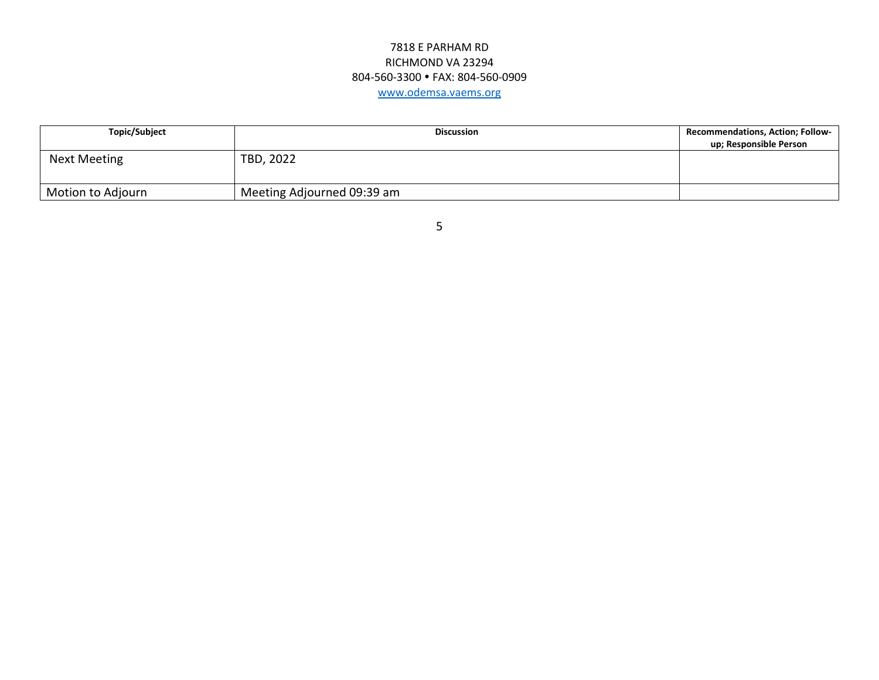7818 E PARHAM RD
RICHMOND VA 23294
804-560-3300 • FAX: 804-560-0909
www.odemsa.vaems.org

| Topic/Subject | Discussion | Recommendations, Action; Follow-up; Responsible Person |
|---|---|---|
| Next Meeting | TBD, 2022 | |
| Motion to Adjourn | Meeting Adjourned 09:39 am | |